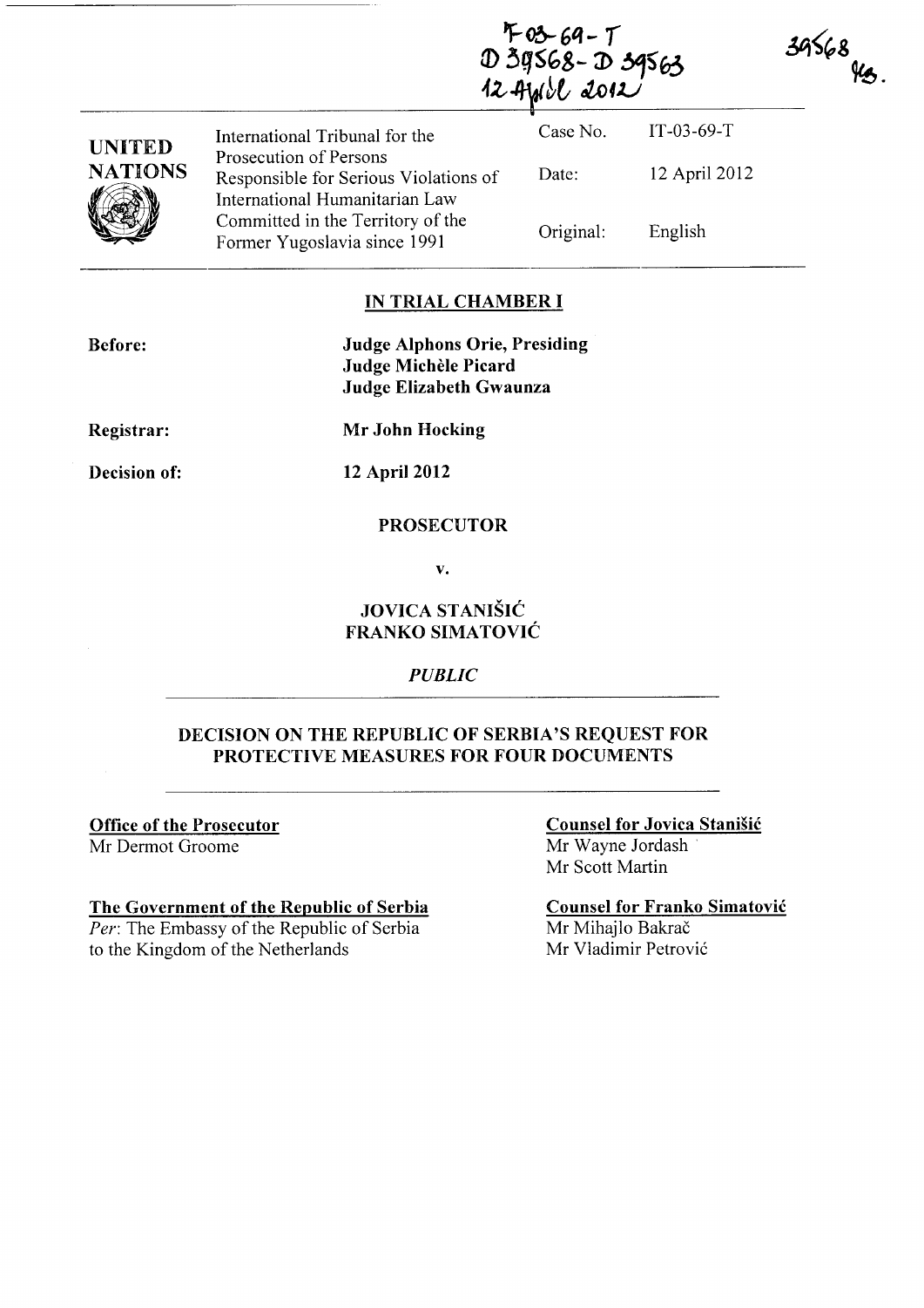IT-03-69-T
D 39568 - D 39563
12 April 2012

39568
MS.

| UNITED NATIONS | International Tribunal for the Prosecution of Persons Responsible for Serious Violations of International Humanitarian Law Committed in the Territory of the Former Yugoslavia since 1991 | Case No. | IT-03-69-T |
|---|---|---|---|
| | | Date: | 12 April 2012 |
| | | Original: | English |

## IN TRIAL CHAMBER I

**Before:** **Judge Alphons Orie, Presiding**
**Judge Michèle Picard**
**Judge Elizabeth Gwaunza**

**Registrar:** **Mr John Hocking**

**Decision of:** **12 April 2012**

**PROSECUTOR**

**v.**

**JOVICA STANIŠIĆ**
**FRANKO SIMATOVIĆ**

*PUBLIC*

## DECISION ON THE REPUBLIC OF SERBIA'S REQUEST FOR PROTECTIVE MEASURES FOR FOUR DOCUMENTS

**Office of the Prosecutor**
Mr Dermot Groome

**The Government of the Republic of Serbia**
*Per*: The Embassy of the Republic of Serbia to the Kingdom of the Netherlands

**Counsel for Jovica Stanišić**
Mr Wayne Jordash
Mr Scott Martin

**Counsel for Franko Simatović**
Mr Mihajlo Bakrač
Mr Vladimir Petrović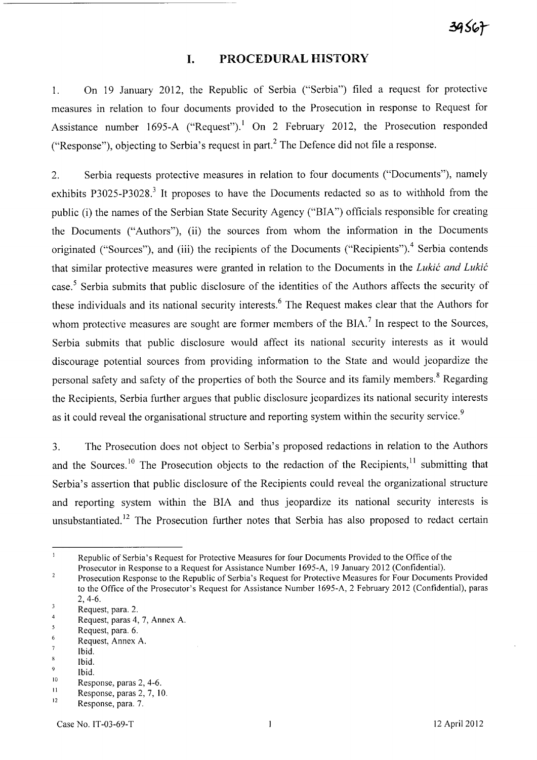# I. PROCEDURAL HISTORY

1. On 19 January 2012, the Republic of Serbia ("Serbia") filed a request for protective measures in relation to four documents provided to the Prosecution in response to Request for Assistance number 1695-A ("Request").[1] On 2 February 2012, the Prosecution responded ("Response"), objecting to Serbia's request in part.[2] The Defence did not file a response.

2. Serbia requests protective measures in relation to four documents ("Documents"), namely exhibits P3025-P3028.[3] It proposes to have the Documents redacted so as to withhold from the public (i) the names of the Serbian State Security Agency ("BIA") officials responsible for creating the Documents ("Authors"), (ii) the sources from whom the information in the Documents originated ("Sources"), and (iii) the recipients of the Documents ("Recipients").[4] Serbia contends that similar protective measures were granted in relation to the Documents in the *Lukić and Lukić* case.[5] Serbia submits that public disclosure of the identities of the Authors affects the security of these individuals and its national security interests.[6] The Request makes clear that the Authors for whom protective measures are sought are former members of the BIA.[7] In respect to the Sources, Serbia submits that public disclosure would affect its national security interests as it would discourage potential sources from providing information to the State and would jeopardize the personal safety and safety of the properties of both the Source and its family members.[8] Regarding the Recipients, Serbia further argues that public disclosure jeopardizes its national security interests as it could reveal the organisational structure and reporting system within the security service.[9]

3. The Prosecution does not object to Serbia's proposed redactions in relation to the Authors and the Sources.[10] The Prosecution objects to the redaction of the Recipients,[11] submitting that Serbia's assertion that public disclosure of the Recipients could reveal the organizational structure and reporting system within the BIA and thus jeopardize its national security interests is unsubstantiated.[12] The Prosecution further notes that Serbia has also proposed to redact certain

---

[1] Republic of Serbia's Request for Protective Measures for four Documents Provided to the Office of the Prosecutor in Response to a Request for Assistance Number 1695-A, 19 January 2012 (Confidential).

[2] Prosecution Response to the Republic of Serbia's Request for Protective Measures for Four Documents Provided to the Office of the Prosecutor's Request for Assistance Number 1695-A, 2 February 2012 (Confidential), paras 2, 4-6.

[3] Request, para. 2.

[4] Request, paras 4, 7, Annex A.

[5] Request, para. 6.

[6] Request, Annex A.

[7] Ibid.

[8] Ibid.

[9] Ibid.

[10] Response, paras 2, 4-6.

[11] Response, paras 2, 7, 10.

[12] Response, para. 7.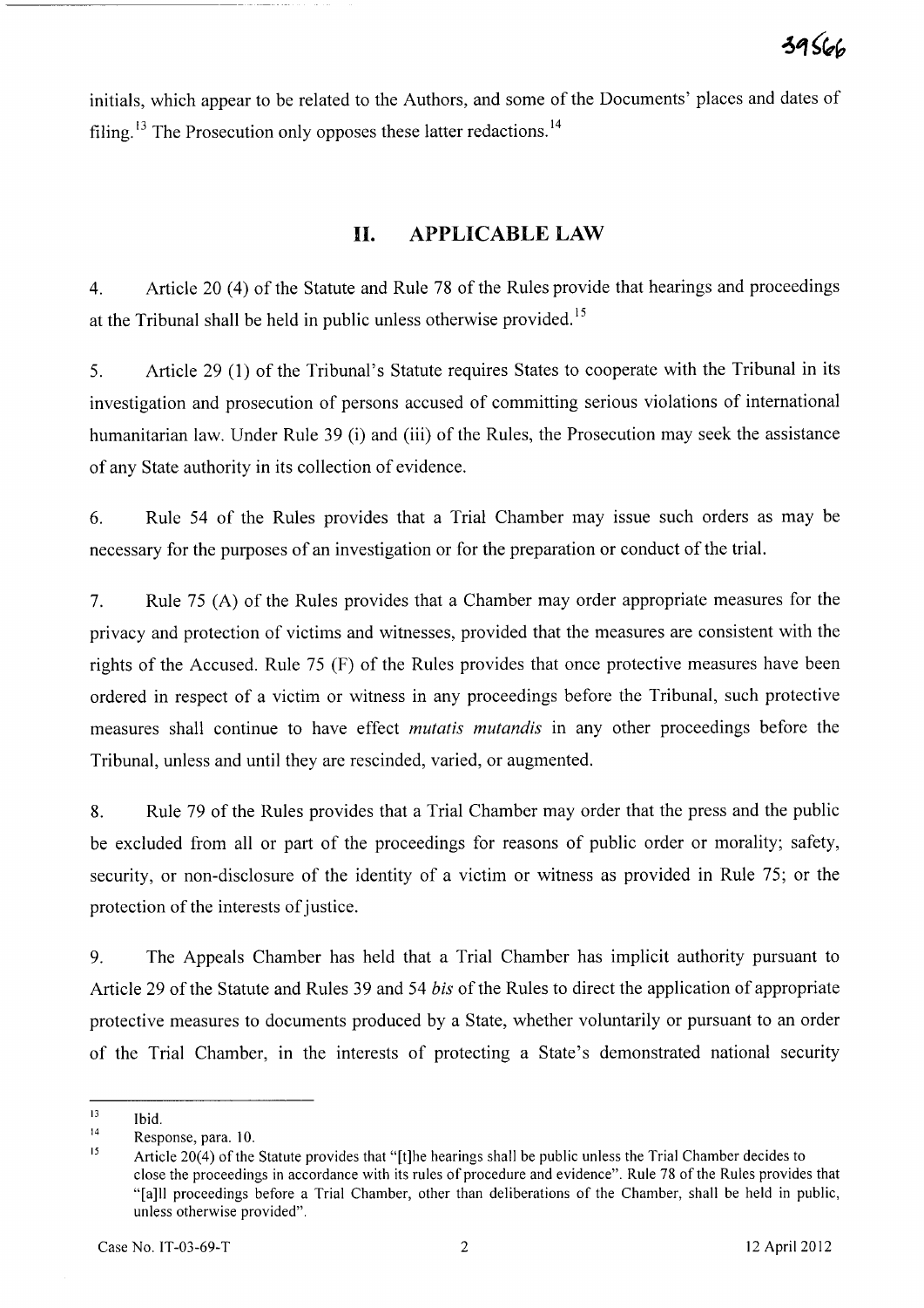initials, which appear to be related to the Authors, and some of the Documents' places and dates of filing.[13] The Prosecution only opposes these latter redactions.[14]

## II. APPLICABLE LAW

4. Article 20 (4) of the Statute and Rule 78 of the Rules provide that hearings and proceedings at the Tribunal shall be held in public unless otherwise provided.[15]

5. Article 29 (1) of the Tribunal's Statute requires States to cooperate with the Tribunal in its investigation and prosecution of persons accused of committing serious violations of international humanitarian law. Under Rule 39 (i) and (iii) of the Rules, the Prosecution may seek the assistance of any State authority in its collection of evidence.

6. Rule 54 of the Rules provides that a Trial Chamber may issue such orders as may be necessary for the purposes of an investigation or for the preparation or conduct of the trial.

7. Rule 75 (A) of the Rules provides that a Chamber may order appropriate measures for the privacy and protection of victims and witnesses, provided that the measures are consistent with the rights of the Accused. Rule 75 (F) of the Rules provides that once protective measures have been ordered in respect of a victim or witness in any proceedings before the Tribunal, such protective measures shall continue to have effect *mutatis mutandis* in any other proceedings before the Tribunal, unless and until they are rescinded, varied, or augmented.

8. Rule 79 of the Rules provides that a Trial Chamber may order that the press and the public be excluded from all or part of the proceedings for reasons of public order or morality; safety, security, or non-disclosure of the identity of a victim or witness as provided in Rule 75; or the protection of the interests of justice.

9. The Appeals Chamber has held that a Trial Chamber has implicit authority pursuant to Article 29 of the Statute and Rules 39 and 54 *bis* of the Rules to direct the application of appropriate protective measures to documents produced by a State, whether voluntarily or pursuant to an order of the Trial Chamber, in the interests of protecting a State's demonstrated national security

---

[13] Ibid.

[14] Response, para. 10.

[15] Article 20(4) of the Statute provides that "[t]he hearings shall be public unless the Trial Chamber decides to close the proceedings in accordance with its rules of procedure and evidence". Rule 78 of the Rules provides that "[a]ll proceedings before a Trial Chamber, other than deliberations of the Chamber, shall be held in public, unless otherwise provided".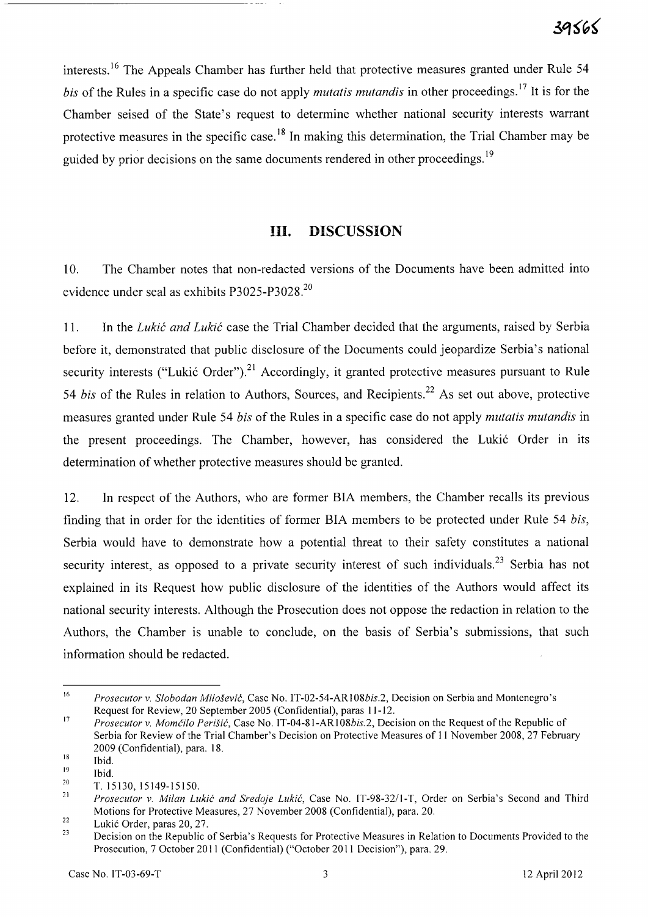interests.[16] The Appeals Chamber has further held that protective measures granted under Rule 54 *bis* of the Rules in a specific case do not apply *mutatis mutandis* in other proceedings.[17] It is for the Chamber seised of the State's request to determine whether national security interests warrant protective measures in the specific case.[18] In making this determination, the Trial Chamber may be guided by prior decisions on the same documents rendered in other proceedings.[19]

## III. DISCUSSION

10. The Chamber notes that non-redacted versions of the Documents have been admitted into evidence under seal as exhibits P3025-P3028.[20]

11. In the *Lukić and Lukić* case the Trial Chamber decided that the arguments, raised by Serbia before it, demonstrated that public disclosure of the Documents could jeopardize Serbia's national security interests ("Lukić Order").[21] Accordingly, it granted protective measures pursuant to Rule 54 *bis* of the Rules in relation to Authors, Sources, and Recipients.[22] As set out above, protective measures granted under Rule 54 *bis* of the Rules in a specific case do not apply *mutatis mutandis* in the present proceedings. The Chamber, however, has considered the Lukić Order in its determination of whether protective measures should be granted.

12. In respect of the Authors, who are former BIA members, the Chamber recalls its previous finding that in order for the identities of former BIA members to be protected under Rule 54 *bis*, Serbia would have to demonstrate how a potential threat to their safety constitutes a national security interest, as opposed to a private security interest of such individuals.[23] Serbia has not explained in its Request how public disclosure of the identities of the Authors would affect its national security interests. Although the Prosecution does not oppose the redaction in relation to the Authors, the Chamber is unable to conclude, on the basis of Serbia's submissions, that such information should be redacted.

---

[16] *Prosecutor v. Slobodan Milošević*, Case No. IT-02-54-AR108*bis*.2, Decision on Serbia and Montenegro's Request for Review, 20 September 2005 (Confidential), paras 11-12.

[17] *Prosecutor v. Momčilo Perišić*, Case No. IT-04-81-AR108*bis*.2, Decision on the Request of the Republic of Serbia for Review of the Trial Chamber's Decision on Protective Measures of 11 November 2008, 27 February 2009 (Confidential), para. 18.

[18] Ibid.

[19] Ibid.

[20] T. 15130, 15149-15150.

[21] *Prosecutor v. Milan Lukić and Sredoje Lukić*, Case No. IT-98-32/1-T, Order on Serbia's Second and Third Motions for Protective Measures, 27 November 2008 (Confidential), para. 20.

[22] Lukić Order, paras 20, 27.

[23] Decision on the Republic of Serbia's Requests for Protective Measures in Relation to Documents Provided to the Prosecution, 7 October 2011 (Confidential) ("October 2011 Decision"), para. 29.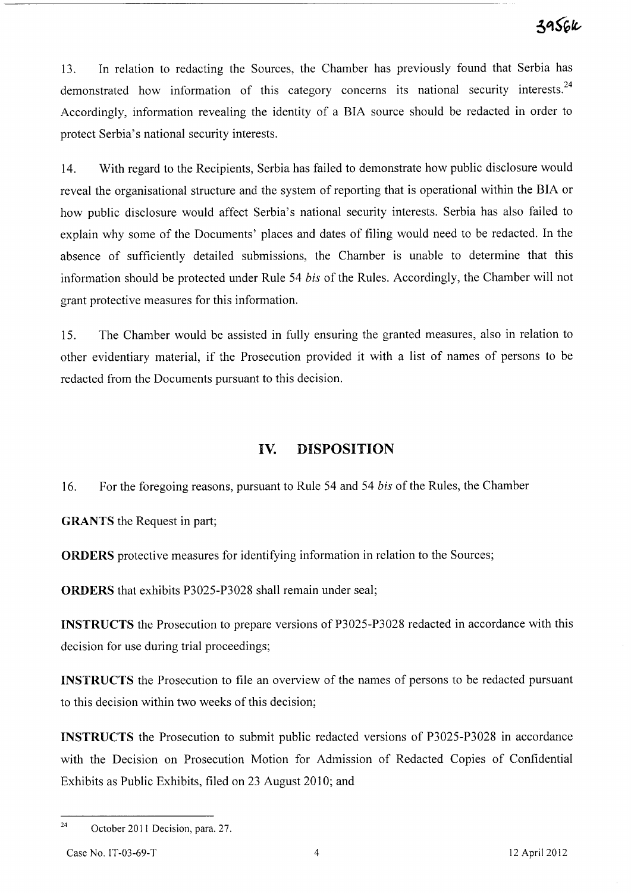13. In relation to redacting the Sources, the Chamber has previously found that Serbia has demonstrated how information of this category concerns its national security interests.[24] Accordingly, information revealing the identity of a BIA source should be redacted in order to protect Serbia's national security interests.

14. With regard to the Recipients, Serbia has failed to demonstrate how public disclosure would reveal the organisational structure and the system of reporting that is operational within the BIA or how public disclosure would affect Serbia's national security interests. Serbia has also failed to explain why some of the Documents' places and dates of filing would need to be redacted. In the absence of sufficiently detailed submissions, the Chamber is unable to determine that this information should be protected under Rule 54 *bis* of the Rules. Accordingly, the Chamber will not grant protective measures for this information.

15. The Chamber would be assisted in fully ensuring the granted measures, also in relation to other evidentiary material, if the Prosecution provided it with a list of names of persons to be redacted from the Documents pursuant to this decision.

## IV. DISPOSITION

16. For the foregoing reasons, pursuant to Rule 54 and 54 *bis* of the Rules, the Chamber

**GRANTS** the Request in part;

**ORDERS** protective measures for identifying information in relation to the Sources;

**ORDERS** that exhibits P3025-P3028 shall remain under seal;

**INSTRUCTS** the Prosecution to prepare versions of P3025-P3028 redacted in accordance with this decision for use during trial proceedings;

**INSTRUCTS** the Prosecution to file an overview of the names of persons to be redacted pursuant to this decision within two weeks of this decision;

**INSTRUCTS** the Prosecution to submit public redacted versions of P3025-P3028 in accordance with the Decision on Prosecution Motion for Admission of Redacted Copies of Confidential Exhibits as Public Exhibits, filed on 23 August 2010; and

---

[24] October 2011 Decision, para. 27.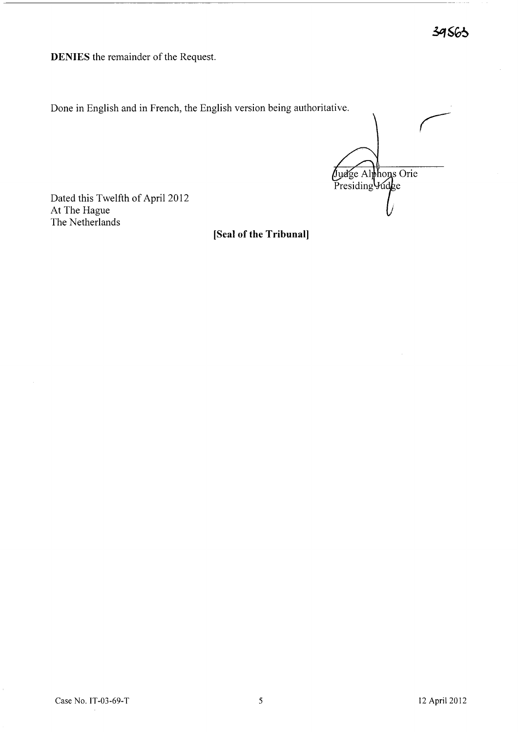**DENIES** the remainder of the Request.

Done in English and in French, the English version being authoritative.

Judge Alphons Orie
Presiding Judge

Dated this Twelfth of April 2012
At The Hague
The Netherlands

**[Seal of the Tribunal]**